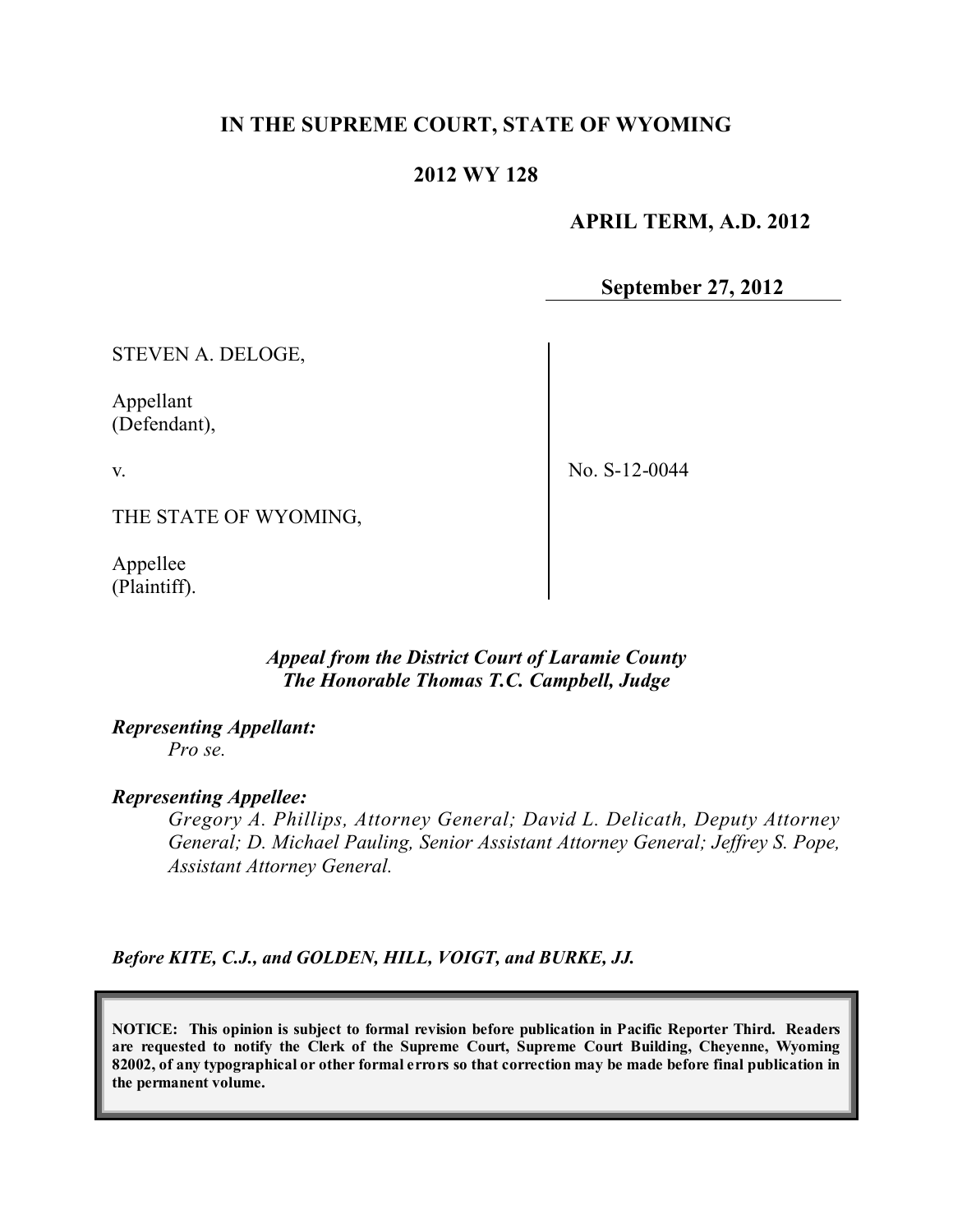# IN THE SUPREME COURT, STATE OF WYOMING

## 2012 WY 128

**APRIL TERM, A.D. 2012**

**September 27, 2012**

STEVEN A. DELOGE,

Appellant
(Defendant),

v.

THE STATE OF WYOMING,

Appellee
(Plaintiff).

No. S-12-0044

*Appeal from the District Court of Laramie County*
*The Honorable Thomas T.C. Campbell, Judge*

***Representing Appellant:***
*Pro se.*

***Representing Appellee:***
*Gregory A. Phillips, Attorney General; David L. Delicath, Deputy Attorney General; D. Michael Pauling, Senior Assistant Attorney General; Jeffrey S. Pope, Assistant Attorney General.*

***Before KITE, C.J., and GOLDEN, HILL, VOIGT, and BURKE, JJ.***

**NOTICE: This opinion is subject to formal revision before publication in Pacific Reporter Third. Readers are requested to notify the Clerk of the Supreme Court, Supreme Court Building, Cheyenne, Wyoming 82002, of any typographical or other formal errors so that correction may be made before final publication in the permanent volume.**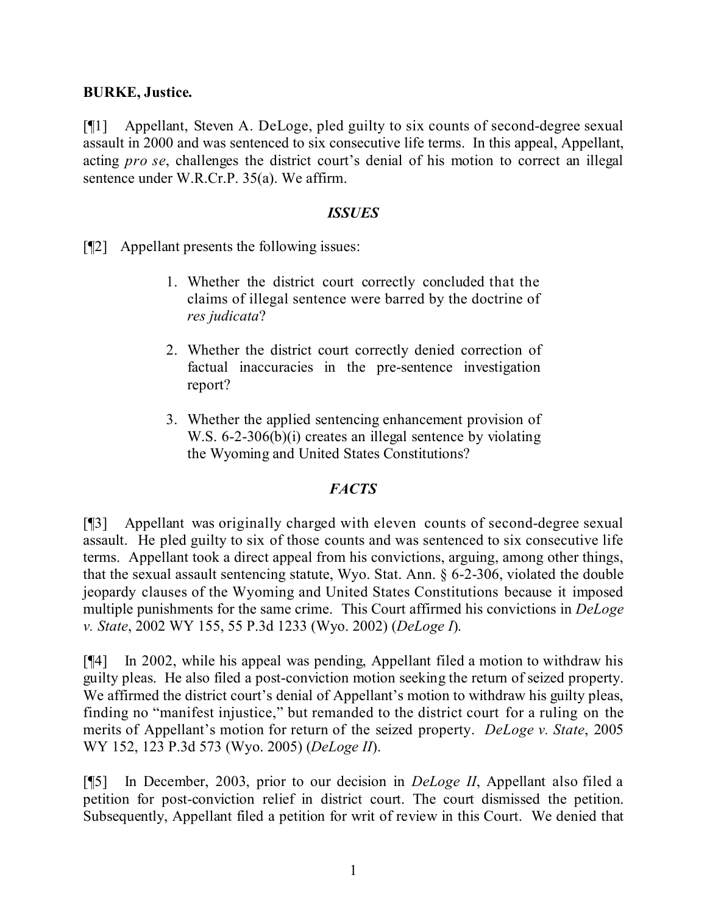**BURKE, Justice.**

[¶1] Appellant, Steven A. DeLoge, pled guilty to six counts of second-degree sexual assault in 2000 and was sentenced to six consecutive life terms. In this appeal, Appellant, acting *pro se*, challenges the district court's denial of his motion to correct an illegal sentence under W.R.Cr.P. 35(a). We affirm.

## *ISSUES*

[¶2] Appellant presents the following issues:

> 1. Whether the district court correctly concluded that the claims of illegal sentence were barred by the doctrine of *res judicata*?
>
> 2. Whether the district court correctly denied correction of factual inaccuracies in the pre-sentence investigation report?
>
> 3. Whether the applied sentencing enhancement provision of W.S. 6-2-306(b)(i) creates an illegal sentence by violating the Wyoming and United States Constitutions?

## *FACTS*

[¶3] Appellant was originally charged with eleven counts of second-degree sexual assault. He pled guilty to six of those counts and was sentenced to six consecutive life terms. Appellant took a direct appeal from his convictions, arguing, among other things, that the sexual assault sentencing statute, Wyo. Stat. Ann. § 6-2-306, violated the double jeopardy clauses of the Wyoming and United States Constitutions because it imposed multiple punishments for the same crime. This Court affirmed his convictions in *DeLoge v. State*, 2002 WY 155, 55 P.3d 1233 (Wyo. 2002) (*DeLoge I*).

[¶4] In 2002, while his appeal was pending, Appellant filed a motion to withdraw his guilty pleas. He also filed a post-conviction motion seeking the return of seized property. We affirmed the district court's denial of Appellant's motion to withdraw his guilty pleas, finding no "manifest injustice," but remanded to the district court for a ruling on the merits of Appellant's motion for return of the seized property. *DeLoge v. State*, 2005 WY 152, 123 P.3d 573 (Wyo. 2005) (*DeLoge II*).

[¶5] In December, 2003, prior to our decision in *DeLoge II*, Appellant also filed a petition for post-conviction relief in district court. The court dismissed the petition. Subsequently, Appellant filed a petition for writ of review in this Court. We denied that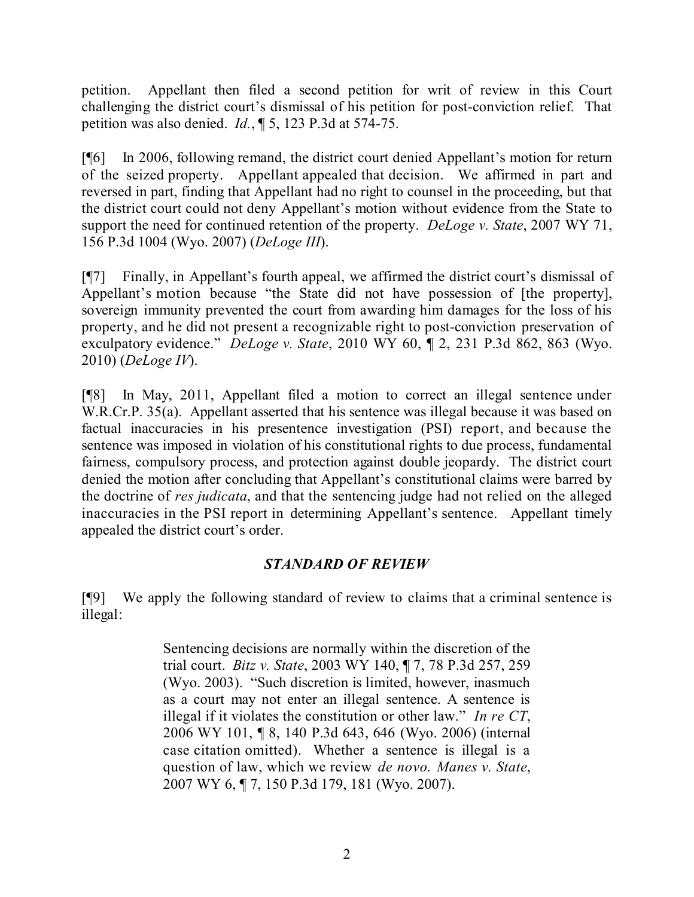petition. Appellant then filed a second petition for writ of review in this Court challenging the district court's dismissal of his petition for post-conviction relief. That petition was also denied. *Id.*, ¶ 5, 123 P.3d at 574-75.

[¶6] In 2006, following remand, the district court denied Appellant's motion for return of the seized property. Appellant appealed that decision. We affirmed in part and reversed in part, finding that Appellant had no right to counsel in the proceeding, but that the district court could not deny Appellant's motion without evidence from the State to support the need for continued retention of the property. *DeLoge v. State*, 2007 WY 71, 156 P.3d 1004 (Wyo. 2007) (*DeLoge III*).

[¶7] Finally, in Appellant's fourth appeal, we affirmed the district court's dismissal of Appellant's motion because "the State did not have possession of [the property], sovereign immunity prevented the court from awarding him damages for the loss of his property, and he did not present a recognizable right to post-conviction preservation of exculpatory evidence." *DeLoge v. State*, 2010 WY 60, ¶ 2, 231 P.3d 862, 863 (Wyo. 2010) (*DeLoge IV*).

[¶8] In May, 2011, Appellant filed a motion to correct an illegal sentence under W.R.Cr.P. 35(a). Appellant asserted that his sentence was illegal because it was based on factual inaccuracies in his presentence investigation (PSI) report, and because the sentence was imposed in violation of his constitutional rights to due process, fundamental fairness, compulsory process, and protection against double jeopardy. The district court denied the motion after concluding that Appellant's constitutional claims were barred by the doctrine of *res judicata*, and that the sentencing judge had not relied on the alleged inaccuracies in the PSI report in determining Appellant's sentence. Appellant timely appealed the district court's order.

### *STANDARD OF REVIEW*

[¶9] We apply the following standard of review to claims that a criminal sentence is illegal:

> Sentencing decisions are normally within the discretion of the trial court. *Bitz v. State*, 2003 WY 140, ¶ 7, 78 P.3d 257, 259 (Wyo. 2003). "Such discretion is limited, however, inasmuch as a court may not enter an illegal sentence. A sentence is illegal if it violates the constitution or other law." *In re CT*, 2006 WY 101, ¶ 8, 140 P.3d 643, 646 (Wyo. 2006) (internal case citation omitted). Whether a sentence is illegal is a question of law, which we review *de novo*. *Manes v. State*, 2007 WY 6, ¶ 7, 150 P.3d 179, 181 (Wyo. 2007).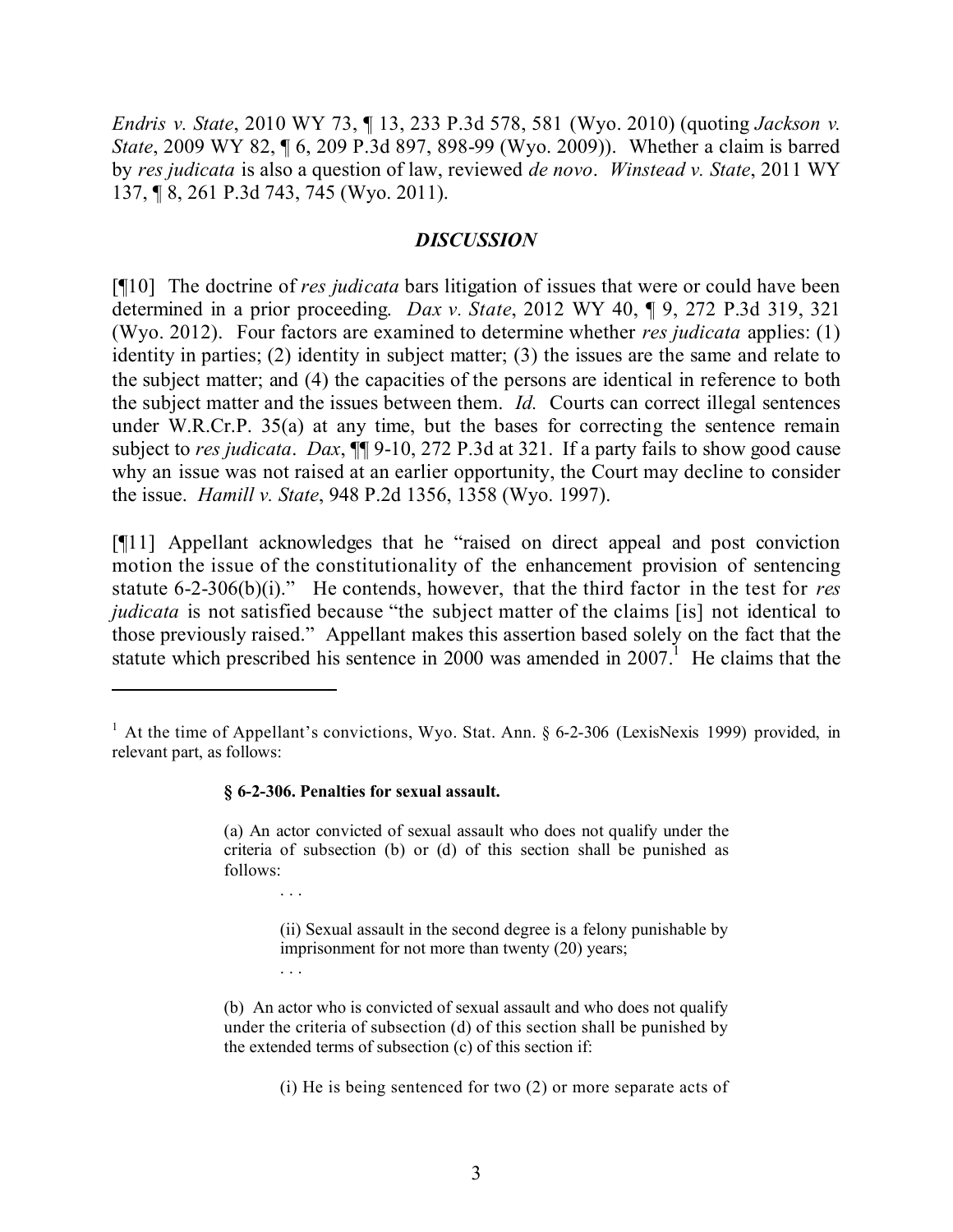*Endris v. State*, 2010 WY 73, ¶ 13, 233 P.3d 578, 581 (Wyo. 2010) (quoting *Jackson v. State*, 2009 WY 82, ¶ 6, 209 P.3d 897, 898-99 (Wyo. 2009)). Whether a claim is barred by *res judicata* is also a question of law, reviewed *de novo*. *Winstead v. State*, 2011 WY 137, ¶ 8, 261 P.3d 743, 745 (Wyo. 2011).

## *DISCUSSION*

[¶10] The doctrine of *res judicata* bars litigation of issues that were or could have been determined in a prior proceeding. *Dax v. State*, 2012 WY 40, ¶ 9, 272 P.3d 319, 321 (Wyo. 2012). Four factors are examined to determine whether *res judicata* applies: (1) identity in parties; (2) identity in subject matter; (3) the issues are the same and relate to the subject matter; and (4) the capacities of the persons are identical in reference to both the subject matter and the issues between them. *Id.* Courts can correct illegal sentences under W.R.Cr.P. 35(a) at any time, but the bases for correcting the sentence remain subject to *res judicata*. *Dax*, ¶¶ 9-10, 272 P.3d at 321. If a party fails to show good cause why an issue was not raised at an earlier opportunity, the Court may decline to consider the issue. *Hamill v. State*, 948 P.2d 1356, 1358 (Wyo. 1997).

[¶11] Appellant acknowledges that he "raised on direct appeal and post conviction motion the issue of the constitutionality of the enhancement provision of sentencing statute 6-2-306(b)(i)." He contends, however, that the third factor in the test for *res judicata* is not satisfied because "the subject matter of the claims [is] not identical to those previously raised." Appellant makes this assertion based solely on the fact that the statute which prescribed his sentence in 2000 was amended in 2007.[1] He claims that the

---

[1] At the time of Appellant's convictions, Wyo. Stat. Ann. § 6-2-306 (LexisNexis 1999) provided, in relevant part, as follows:

> **§ 6-2-306. Penalties for sexual assault.**
>
> (a) An actor convicted of sexual assault who does not qualify under the criteria of subsection (b) or (d) of this section shall be punished as follows:
>
> > . . .
> >
> > (ii) Sexual assault in the second degree is a felony punishable by imprisonment for not more than twenty (20) years;
> >
> > . . .
>
> (b) An actor who is convicted of sexual assault and who does not qualify under the criteria of subsection (d) of this section shall be punished by the extended terms of subsection (c) of this section if:
>
> > (i) He is being sentenced for two (2) or more separate acts of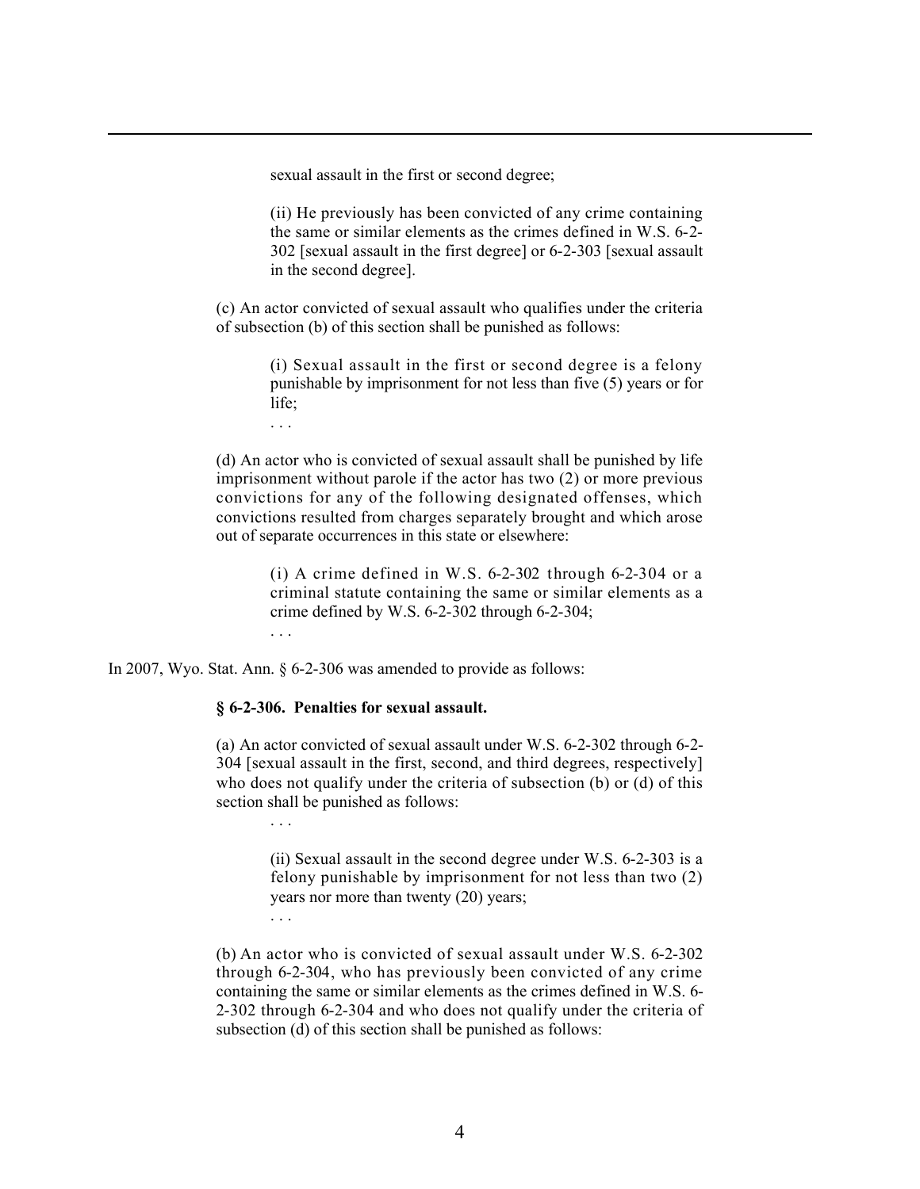sexual assault in the first or second degree;

(ii) He previously has been convicted of any crime containing the same or similar elements as the crimes defined in W.S. 6-2-302 [sexual assault in the first degree] or 6-2-303 [sexual assault in the second degree].

(c) An actor convicted of sexual assault who qualifies under the criteria of subsection (b) of this section shall be punished as follows:

(i) Sexual assault in the first or second degree is a felony punishable by imprisonment for not less than five (5) years or for life;

. . .

(d) An actor who is convicted of sexual assault shall be punished by life imprisonment without parole if the actor has two (2) or more previous convictions for any of the following designated offenses, which convictions resulted from charges separately brought and which arose out of separate occurrences in this state or elsewhere:

(i) A crime defined in W.S. 6-2-302 through 6-2-304 or a criminal statute containing the same or similar elements as a crime defined by W.S. 6-2-302 through 6-2-304;

. . .

In 2007, Wyo. Stat. Ann. § 6-2-306 was amended to provide as follows:

**§ 6-2-306. Penalties for sexual assault.**

(a) An actor convicted of sexual assault under W.S. 6-2-302 through 6-2-304 [sexual assault in the first, second, and third degrees, respectively] who does not qualify under the criteria of subsection (b) or (d) of this section shall be punished as follows:

. . .

(ii) Sexual assault in the second degree under W.S. 6-2-303 is a felony punishable by imprisonment for not less than two (2) years nor more than twenty (20) years;

. . .

(b) An actor who is convicted of sexual assault under W.S. 6-2-302 through 6-2-304, who has previously been convicted of any crime containing the same or similar elements as the crimes defined in W.S. 6-2-302 through 6-2-304 and who does not qualify under the criteria of subsection (d) of this section shall be punished as follows: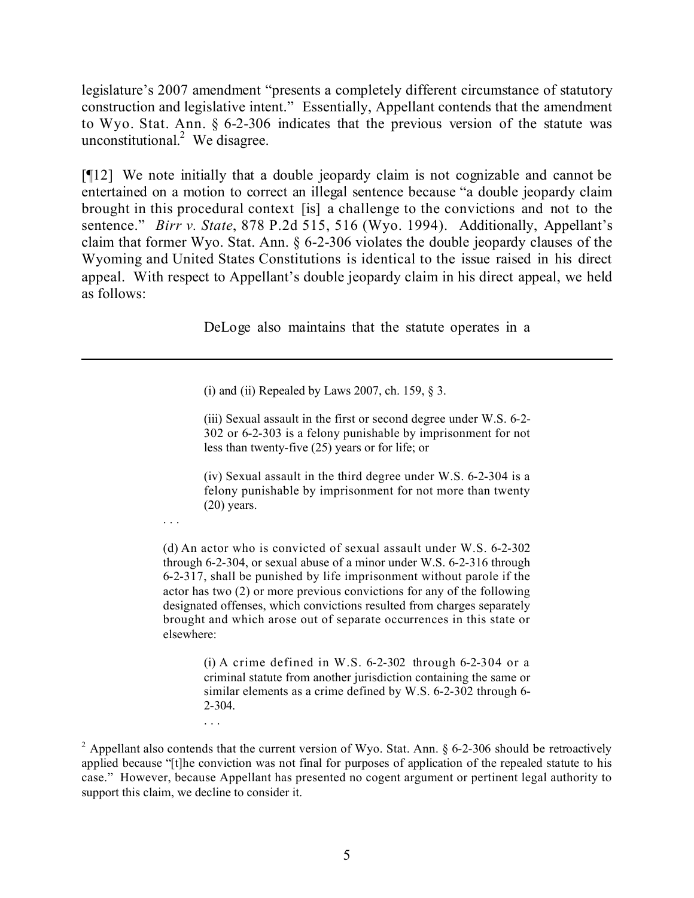legislature's 2007 amendment "presents a completely different circumstance of statutory construction and legislative intent." Essentially, Appellant contends that the amendment to Wyo. Stat. Ann. § 6-2-306 indicates that the previous version of the statute was unconstitutional.[2] We disagree.

[¶12] We note initially that a double jeopardy claim is not cognizable and cannot be entertained on a motion to correct an illegal sentence because "a double jeopardy claim brought in this procedural context [is] a challenge to the convictions and not to the sentence." *Birr v. State*, 878 P.2d 515, 516 (Wyo. 1994). Additionally, Appellant's claim that former Wyo. Stat. Ann. § 6-2-306 violates the double jeopardy clauses of the Wyoming and United States Constitutions is identical to the issue raised in his direct appeal. With respect to Appellant's double jeopardy claim in his direct appeal, we held as follows:

> DeLoge also maintains that the statute operates in a

---

> (i) and (ii) Repealed by Laws 2007, ch. 159, § 3.
>
> (iii) Sexual assault in the first or second degree under W.S. 6-2-302 or 6-2-303 is a felony punishable by imprisonment for not less than twenty-five (25) years or for life; or
>
> (iv) Sexual assault in the third degree under W.S. 6-2-304 is a felony punishable by imprisonment for not more than twenty (20) years.
>
> . . .
>
> (d) An actor who is convicted of sexual assault under W.S. 6-2-302 through 6-2-304, or sexual abuse of a minor under W.S. 6-2-316 through 6-2-317, shall be punished by life imprisonment without parole if the actor has two (2) or more previous convictions for any of the following designated offenses, which convictions resulted from charges separately brought and which arose out of separate occurrences in this state or elsewhere:
>
> > (i) A crime defined in W.S. 6-2-302 through 6-2-304 or a criminal statute from another jurisdiction containing the same or similar elements as a crime defined by W.S. 6-2-302 through 6-2-304.
> >
> > . . .

[2] Appellant also contends that the current version of Wyo. Stat. Ann. § 6-2-306 should be retroactively applied because "[t]he conviction was not final for purposes of application of the repealed statute to his case." However, because Appellant has presented no cogent argument or pertinent legal authority to support this claim, we decline to consider it.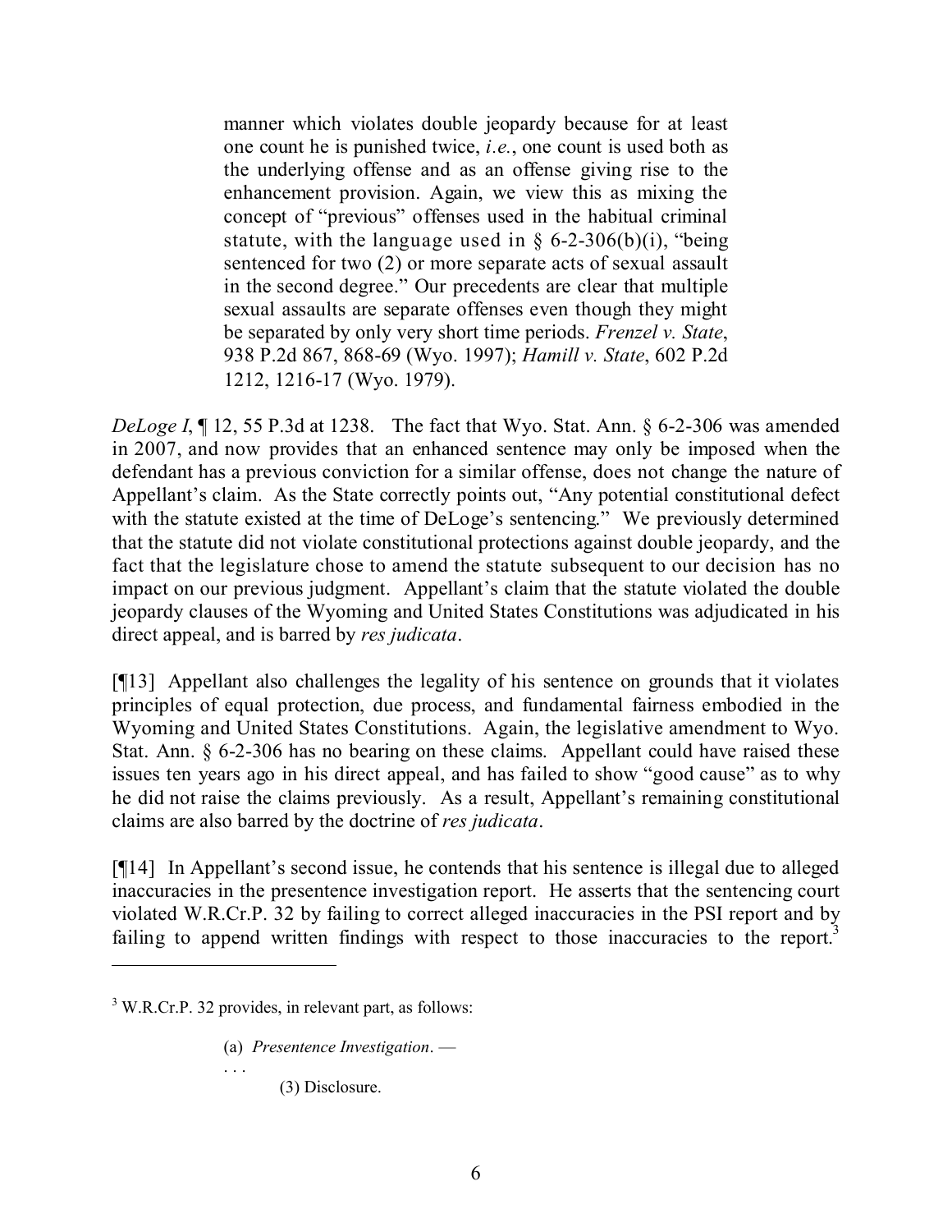> manner which violates double jeopardy because for at least one count he is punished twice, *i.e.*, one count is used both as the underlying offense and as an offense giving rise to the enhancement provision. Again, we view this as mixing the concept of "previous" offenses used in the habitual criminal statute, with the language used in § 6-2-306(b)(i), "being sentenced for two (2) or more separate acts of sexual assault in the second degree." Our precedents are clear that multiple sexual assaults are separate offenses even though they might be separated by only very short time periods. *Frenzel v. State*, 938 P.2d 867, 868-69 (Wyo. 1997); *Hamill v. State*, 602 P.2d 1212, 1216-17 (Wyo. 1979).

*DeLoge I*, ¶ 12, 55 P.3d at 1238. The fact that Wyo. Stat. Ann. § 6-2-306 was amended in 2007, and now provides that an enhanced sentence may only be imposed when the defendant has a previous conviction for a similar offense, does not change the nature of Appellant's claim. As the State correctly points out, "Any potential constitutional defect with the statute existed at the time of DeLoge's sentencing." We previously determined that the statute did not violate constitutional protections against double jeopardy, and the fact that the legislature chose to amend the statute subsequent to our decision has no impact on our previous judgment. Appellant's claim that the statute violated the double jeopardy clauses of the Wyoming and United States Constitutions was adjudicated in his direct appeal, and is barred by *res judicata*.

[¶13] Appellant also challenges the legality of his sentence on grounds that it violates principles of equal protection, due process, and fundamental fairness embodied in the Wyoming and United States Constitutions. Again, the legislative amendment to Wyo. Stat. Ann. § 6-2-306 has no bearing on these claims. Appellant could have raised these issues ten years ago in his direct appeal, and has failed to show "good cause" as to why he did not raise the claims previously. As a result, Appellant's remaining constitutional claims are also barred by the doctrine of *res judicata*.

[¶14] In Appellant's second issue, he contends that his sentence is illegal due to alleged inaccuracies in the presentence investigation report. He asserts that the sentencing court violated W.R.Cr.P. 32 by failing to correct alleged inaccuracies in the PSI report and by failing to append written findings with respect to those inaccuracies to the report.[3]

---

[3] W.R.Cr.P. 32 provides, in relevant part, as follows:

> (a) *Presentence Investigation*. —
>
> . . .
>
> (3) Disclosure.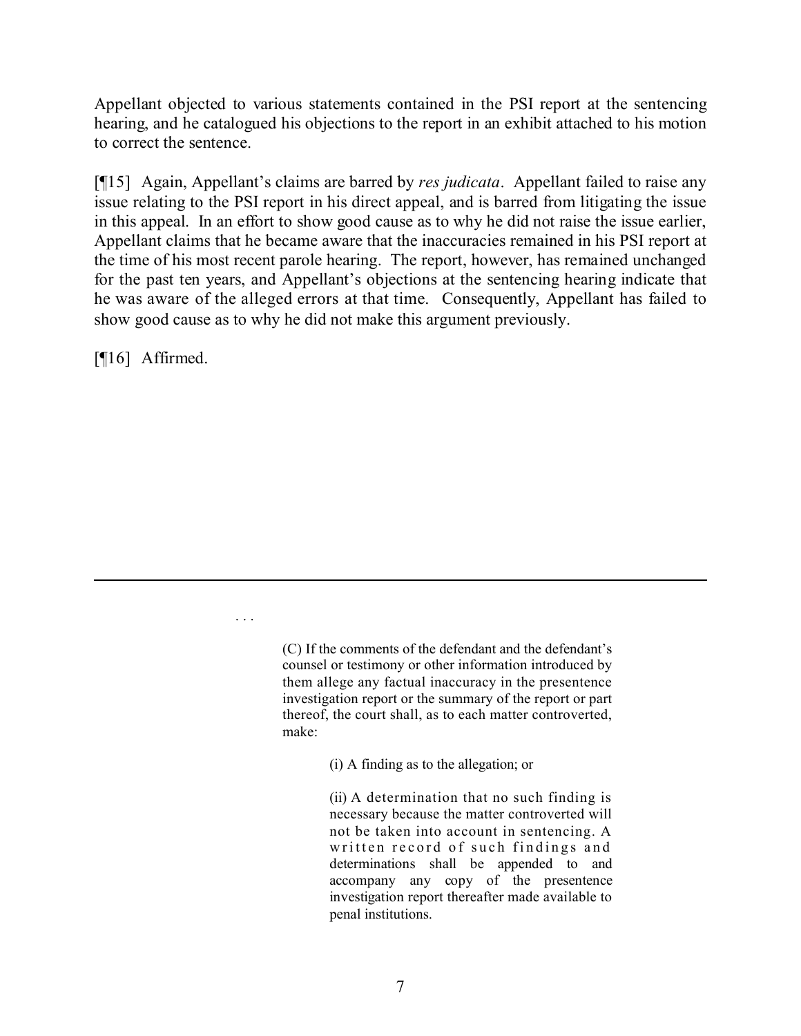Appellant objected to various statements contained in the PSI report at the sentencing hearing, and he catalogued his objections to the report in an exhibit attached to his motion to correct the sentence.

[¶15] Again, Appellant's claims are barred by *res judicata*. Appellant failed to raise any issue relating to the PSI report in his direct appeal, and is barred from litigating the issue in this appeal. In an effort to show good cause as to why he did not raise the issue earlier, Appellant claims that he became aware that the inaccuracies remained in his PSI report at the time of his most recent parole hearing. The report, however, has remained unchanged for the past ten years, and Appellant's objections at the sentencing hearing indicate that he was aware of the alleged errors at that time. Consequently, Appellant has failed to show good cause as to why he did not make this argument previously.

[¶16] Affirmed.

---

> . . .
>
> > (C) If the comments of the defendant and the defendant's counsel or testimony or other information introduced by them allege any factual inaccuracy in the presentence investigation report or the summary of the report or part thereof, the court shall, as to each matter controverted, make:
> >
> > > (i) A finding as to the allegation; or
> > >
> > > (ii) A determination that no such finding is necessary because the matter controverted will not be taken into account in sentencing. A written record of such findings and determinations shall be appended to and accompany any copy of the presentence investigation report thereafter made available to penal institutions.